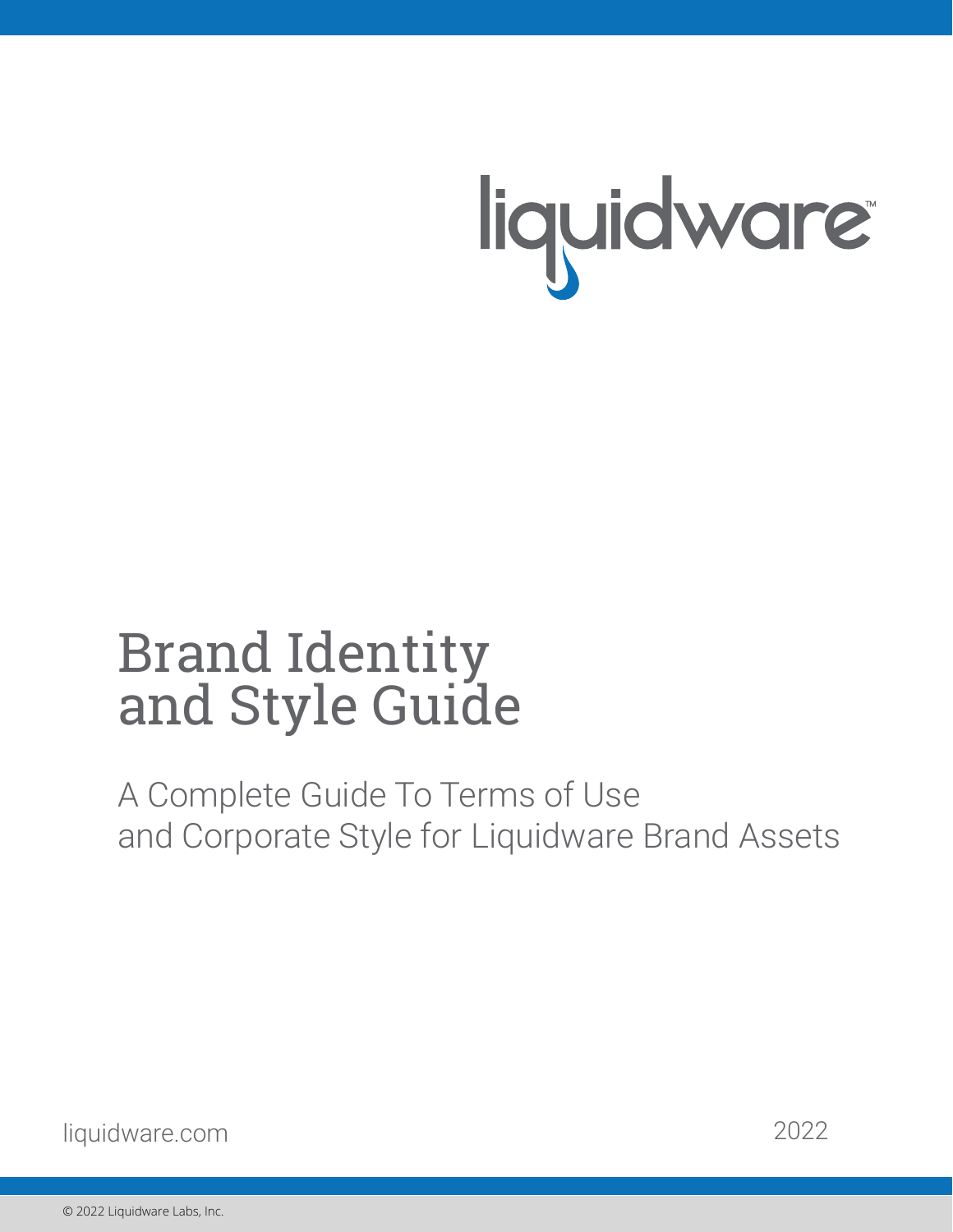liquidware™

# Brand Identity and Style Guide

## A Complete Guide To Terms of Use and Corporate Style for Liquidware Brand Assets

liquidware.com

2022

© 2022 Liquidware Labs, Inc.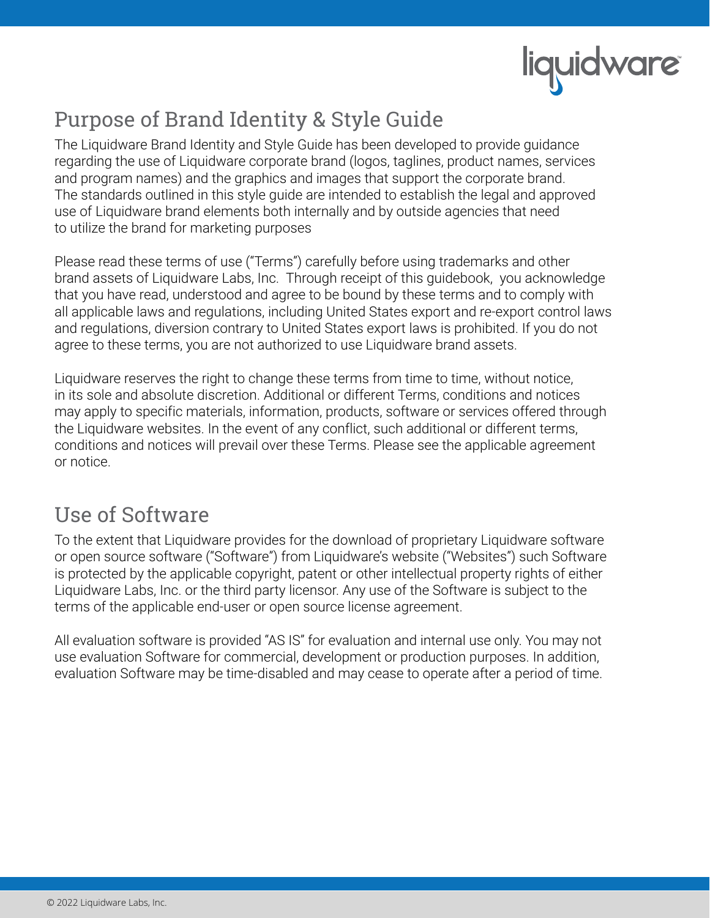## Purpose of Brand Identity & Style Guide

The Liquidware Brand Identity and Style Guide has been developed to provide guidance regarding the use of Liquidware corporate brand (logos, taglines, product names, services and program names) and the graphics and images that support the corporate brand. The standards outlined in this style guide are intended to establish the legal and approved use of Liquidware brand elements both internally and by outside agencies that need to utilize the brand for marketing purposes

Please read these terms of use ("Terms") carefully before using trademarks and other brand assets of Liquidware Labs, Inc. Through receipt of this guidebook, you acknowledge that you have read, understood and agree to be bound by these terms and to comply with all applicable laws and regulations, including United States export and re-export control laws and regulations, diversion contrary to United States export laws is prohibited. If you do not agree to these terms, you are not authorized to use Liquidware brand assets.

Liquidware reserves the right to change these terms from time to time, without notice, in its sole and absolute discretion. Additional or different Terms, conditions and notices may apply to specific materials, information, products, software or services offered through the Liquidware websites. In the event of any conflict, such additional or different terms, conditions and notices will prevail over these Terms. Please see the applicable agreement or notice.

## Use of Software

To the extent that Liquidware provides for the download of proprietary Liquidware software or open source software ("Software") from Liquidware's website ("Websites") such Software is protected by the applicable copyright, patent or other intellectual property rights of either Liquidware Labs, Inc. or the third party licensor. Any use of the Software is subject to the terms of the applicable end-user or open source license agreement.

All evaluation software is provided "AS IS" for evaluation and internal use only. You may not use evaluation Software for commercial, development or production purposes. In addition, evaluation Software may be time-disabled and may cease to operate after a period of time.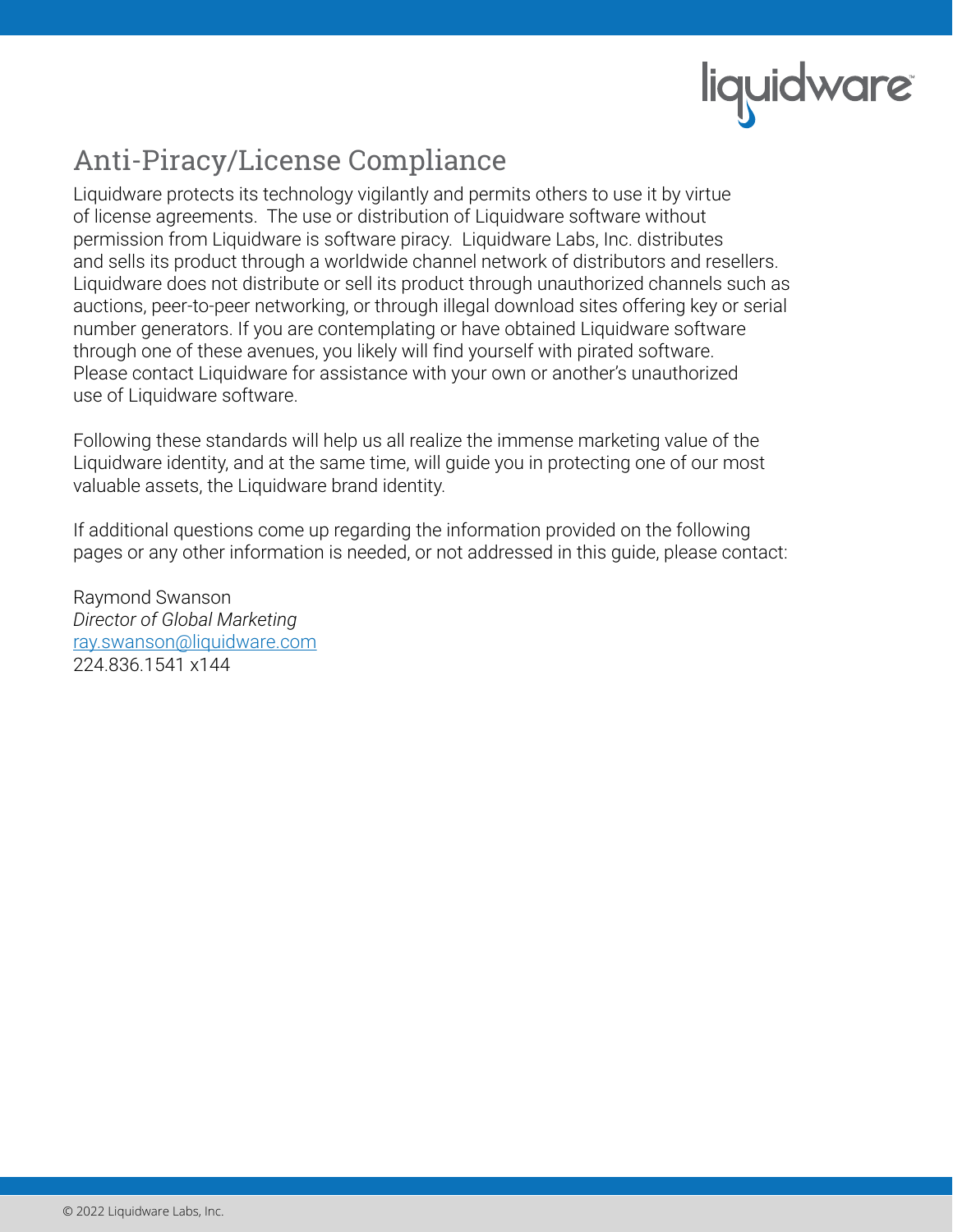# Anti-Piracy/License Compliance

Liquidware protects its technology vigilantly and permits others to use it by virtue of license agreements. The use or distribution of Liquidware software without permission from Liquidware is software piracy. Liquidware Labs, Inc. distributes and sells its product through a worldwide channel network of distributors and resellers. Liquidware does not distribute or sell its product through unauthorized channels such as auctions, peer-to-peer networking, or through illegal download sites offering key or serial number generators. If you are contemplating or have obtained Liquidware software through one of these avenues, you likely will find yourself with pirated software. Please contact Liquidware for assistance with your own or another's unauthorized use of Liquidware software.

Following these standards will help us all realize the immense marketing value of the Liquidware identity, and at the same time, will guide you in protecting one of our most valuable assets, the Liquidware brand identity.

If additional questions come up regarding the information provided on the following pages or any other information is needed, or not addressed in this guide, please contact:

Raymond Swanson
*Director of Global Marketing*
ray.swanson@liquidware.com
224.836.1541 x144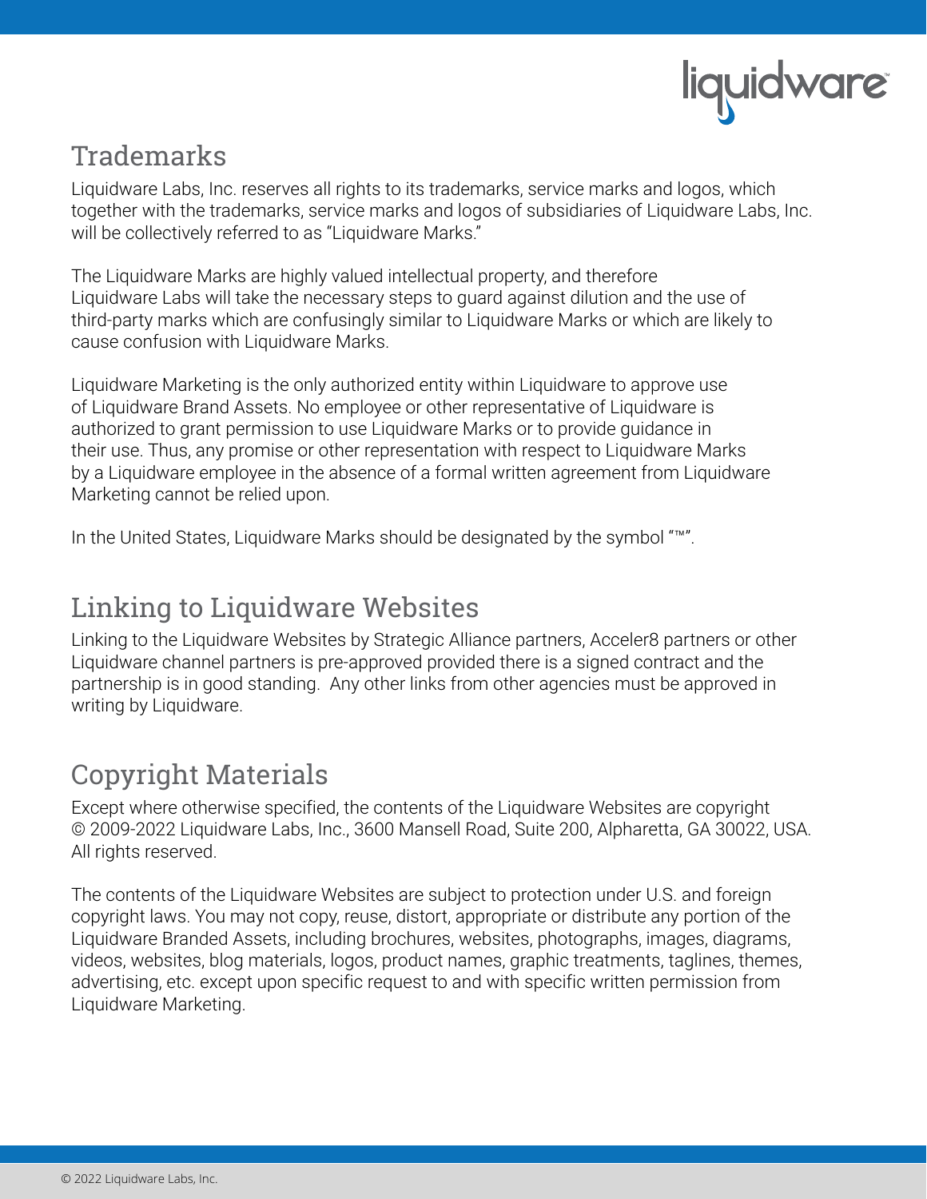## Trademarks

Liquidware Labs, Inc. reserves all rights to its trademarks, service marks and logos, which together with the trademarks, service marks and logos of subsidiaries of Liquidware Labs, Inc. will be collectively referred to as "Liquidware Marks."

The Liquidware Marks are highly valued intellectual property, and therefore Liquidware Labs will take the necessary steps to guard against dilution and the use of third-party marks which are confusingly similar to Liquidware Marks or which are likely to cause confusion with Liquidware Marks.

Liquidware Marketing is the only authorized entity within Liquidware to approve use of Liquidware Brand Assets. No employee or other representative of Liquidware is authorized to grant permission to use Liquidware Marks or to provide guidance in their use. Thus, any promise or other representation with respect to Liquidware Marks by a Liquidware employee in the absence of a formal written agreement from Liquidware Marketing cannot be relied upon.

In the United States, Liquidware Marks should be designated by the symbol "™".

## Linking to Liquidware Websites

Linking to the Liquidware Websites by Strategic Alliance partners, Acceler8 partners or other Liquidware channel partners is pre-approved provided there is a signed contract and the partnership is in good standing.  Any other links from other agencies must be approved in writing by Liquidware.

## Copyright Materials

Except where otherwise specified, the contents of the Liquidware Websites are copyright © 2009-2022 Liquidware Labs, Inc., 3600 Mansell Road, Suite 200, Alpharetta, GA 30022, USA. All rights reserved.

The contents of the Liquidware Websites are subject to protection under U.S. and foreign copyright laws. You may not copy, reuse, distort, appropriate or distribute any portion of the Liquidware Branded Assets, including brochures, websites, photographs, images, diagrams, videos, websites, blog materials, logos, product names, graphic treatments, taglines, themes, advertising, etc. except upon specific request to and with specific written permission from Liquidware Marketing.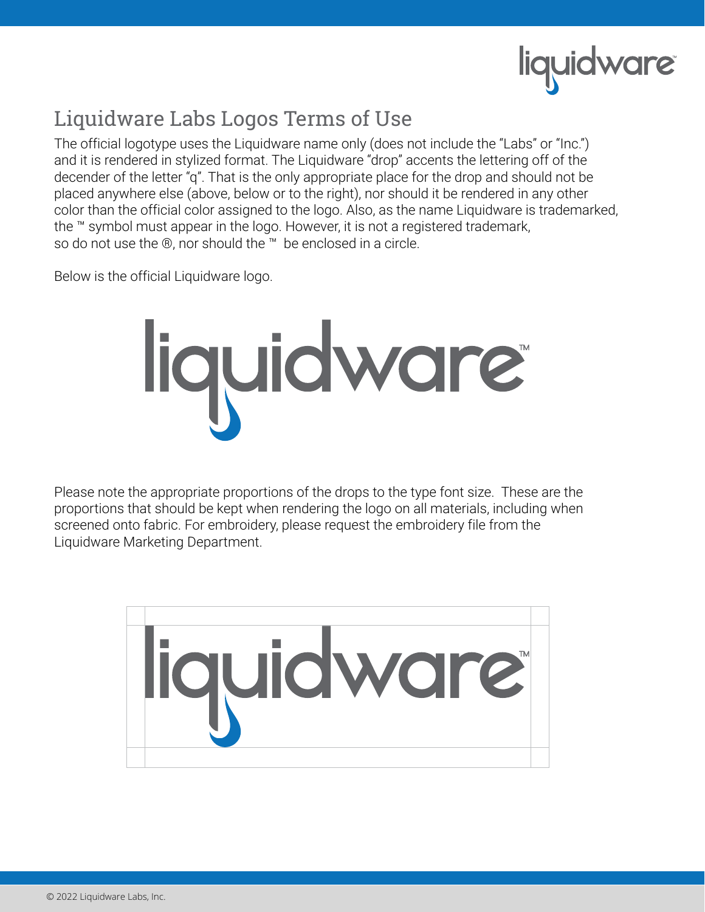# Liquidware Labs Logos Terms of Use

The official logotype uses the Liquidware name only (does not include the "Labs" or "Inc.") and it is rendered in stylized format. The Liquidware "drop" accents the lettering off of the decender of the letter "q". That is the only appropriate place for the drop and should not be placed anywhere else (above, below or to the right), nor should it be rendered in any other color than the official color assigned to the logo. Also, as the name Liquidware is trademarked, the ™ symbol must appear in the logo. However, it is not a registered trademark, so do not use the ®, nor should the ™ be enclosed in a circle.

Below is the official Liquidware logo.

Please note the appropriate proportions of the drops to the type font size. These are the proportions that should be kept when rendering the logo on all materials, including when screened onto fabric. For embroidery, please request the embroidery file from the Liquidware Marketing Department.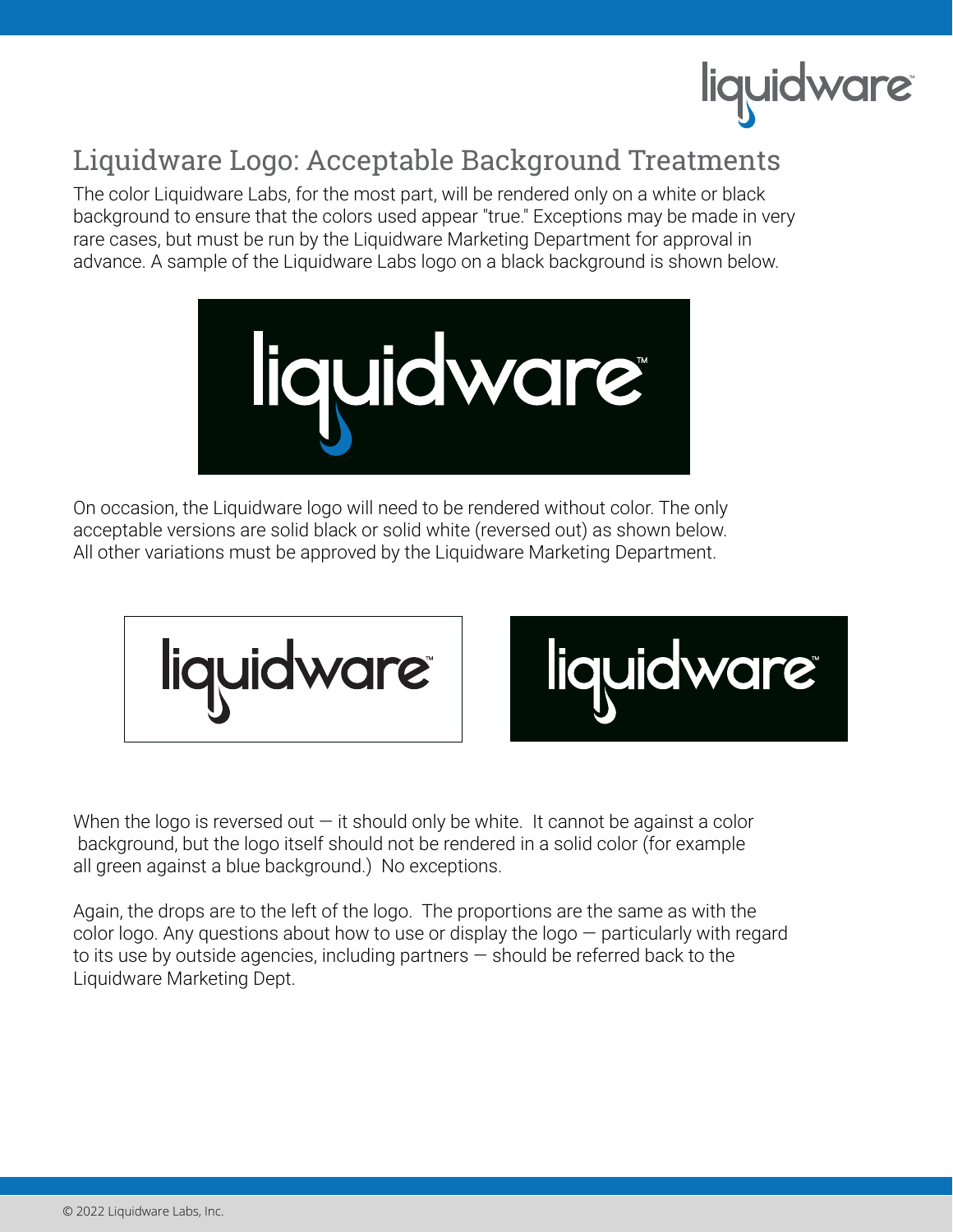# Liquidware Logo: Acceptable Background Treatments

The color Liquidware Labs, for the most part, will be rendered only on a white or black background to ensure that the colors used appear "true." Exceptions may be made in very rare cases, but must be run by the Liquidware Marketing Department for approval in advance. A sample of the Liquidware Labs logo on a black background is shown below.

On occasion, the Liquidware logo will need to be rendered without color. The only acceptable versions are solid black or solid white (reversed out) as shown below. All other variations must be approved by the Liquidware Marketing Department.

When the logo is reversed out — it should only be white. It cannot be against a color background, but the logo itself should not be rendered in a solid color (for example all green against a blue background.) No exceptions.

Again, the drops are to the left of the logo. The proportions are the same as with the color logo. Any questions about how to use or display the logo — particularly with regard to its use by outside agencies, including partners — should be referred back to the Liquidware Marketing Dept.

© 2022 Liquidware Labs, Inc.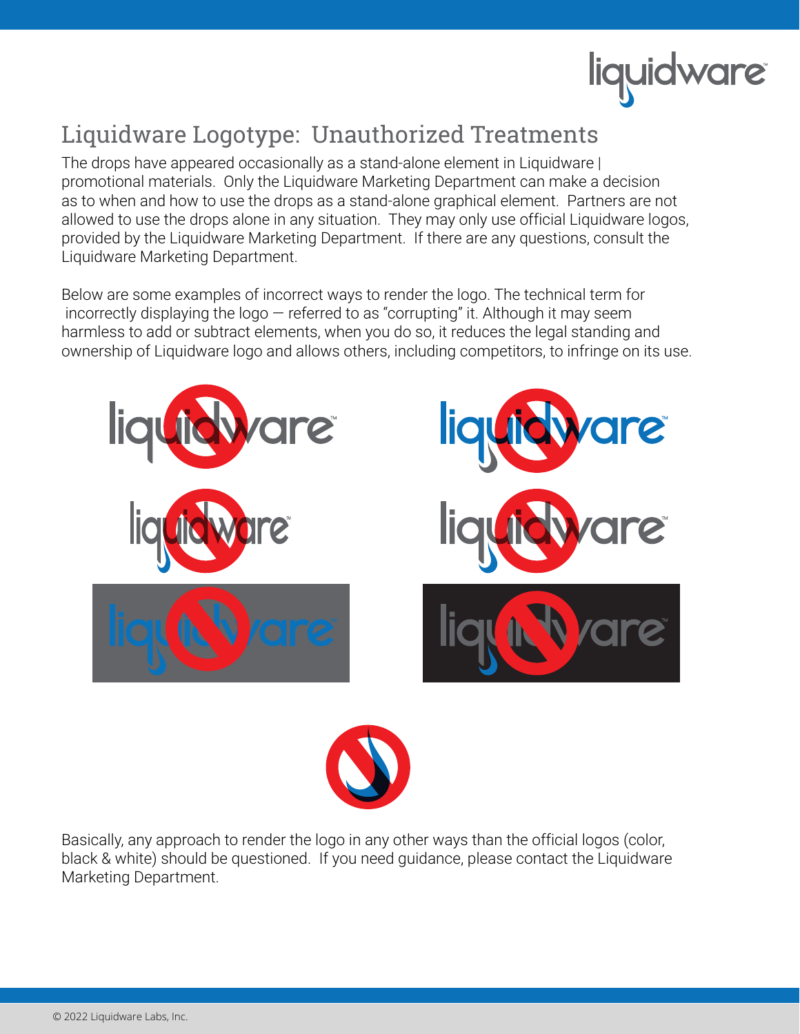## Liquidware Logotype: Unauthorized Treatments

The drops have appeared occasionally as a stand-alone element in Liquidware | promotional materials. Only the Liquidware Marketing Department can make a decision as to when and how to use the drops as a stand-alone graphical element. Partners are not allowed to use the drops alone in any situation. They may only use official Liquidware logos, provided by the Liquidware Marketing Department. If there are any questions, consult the Liquidware Marketing Department.

Below are some examples of incorrect ways to render the logo. The technical term for incorrectly displaying the logo — referred to as "corrupting" it. Although it may seem harmless to add or subtract elements, when you do so, it reduces the legal standing and ownership of Liquidware logo and allows others, including competitors, to infringe on its use.

Basically, any approach to render the logo in any other ways than the official logos (color, black & white) should be questioned. If you need guidance, please contact the Liquidware Marketing Department.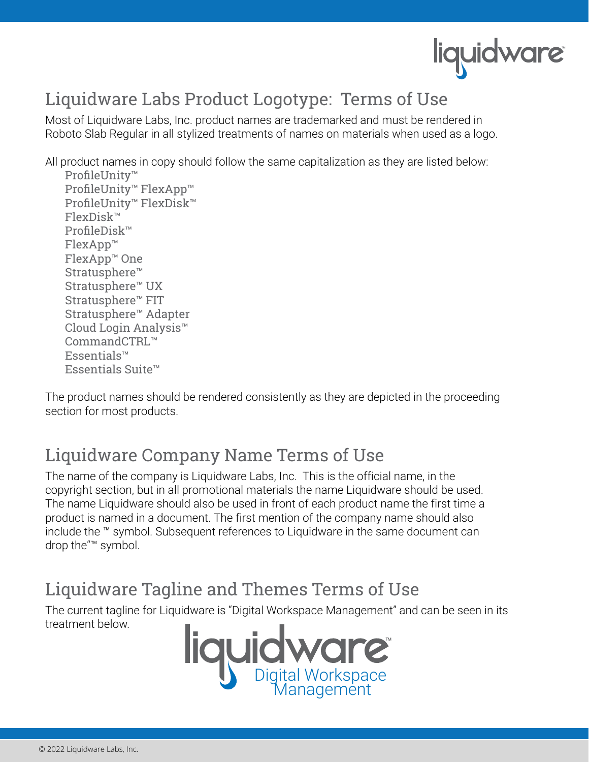# Liquidware Labs Product Logotype: Terms of Use

Most of Liquidware Labs, Inc. product names are trademarked and must be rendered in Roboto Slab Regular in all stylized treatments of names on materials when used as a logo.

All product names in copy should follow the same capitalization as they are listed below:

- ProfileUnity™
- ProfileUnity™ FlexApp™
- ProfileUnity™ FlexDisk™
- FlexDisk™
- ProfileDisk™
- FlexApp™
- FlexApp™ One
- Stratusphere™
- Stratusphere™ UX
- Stratusphere™ FIT
- Stratusphere™ Adapter
- Cloud Login Analysis™
- CommandCTRL™
- Essentials™
- Essentials Suite™

The product names should be rendered consistently as they are depicted in the proceeding section for most products.

# Liquidware Company Name Terms of Use

The name of the company is Liquidware Labs, Inc. This is the official name, in the copyright section, but in all promotional materials the name Liquidware should be used. The name Liquidware should also be used in front of each product name the first time a product is named in a document. The first mention of the company name should also include the ™ symbol. Subsequent references to Liquidware in the same document can drop the"™ symbol.

# Liquidware Tagline and Themes Terms of Use

The current tagline for Liquidware is "Digital Workspace Management" and can be seen in its treatment below.

liquidware™
Digital Workspace Management

© 2022 Liquidware Labs, Inc.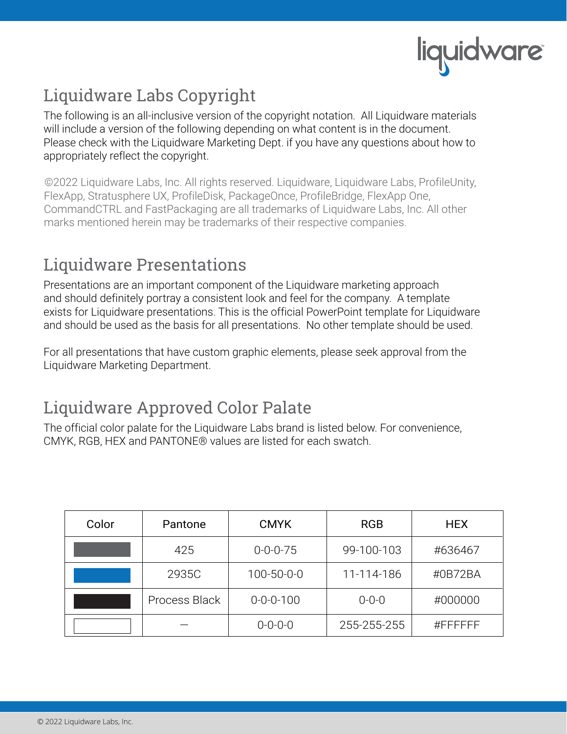## Liquidware Labs Copyright

The following is an all-inclusive version of the copyright notation. All Liquidware materials will include a version of the following depending on what content is in the document. Please check with the Liquidware Marketing Dept. if you have any questions about how to appropriately reflect the copyright.

©2022 Liquidware Labs, Inc. All rights reserved. Liquidware, Liquidware Labs, ProfileUnity, FlexApp, Stratusphere UX, ProfileDisk, PackageOnce, ProfileBridge, FlexApp One, CommandCTRL and FastPackaging are all trademarks of Liquidware Labs, Inc. All other marks mentioned herein may be trademarks of their respective companies.

## Liquidware Presentations

Presentations are an important component of the Liquidware marketing approach and should definitely portray a consistent look and feel for the company. A template exists for Liquidware presentations. This is the official PowerPoint template for Liquidware and should be used as the basis for all presentations. No other template should be used.

For all presentations that have custom graphic elements, please seek approval from the Liquidware Marketing Department.

## Liquidware Approved Color Palate

The official color palate for the Liquidware Labs brand is listed below. For convenience, CMYK, RGB, HEX and PANTONE® values are listed for each swatch.

| Color | Pantone | CMYK | RGB | HEX |
|---|---|---|---|---|
| | 425 | 0-0-0-75 | 99-100-103 | #636467 |
| | 2935C | 100-50-0-0 | 11-114-186 | #0B72BA |
| | Process Black | 0-0-0-100 | 0-0-0 | #000000 |
| | — | 0-0-0-0 | 255-255-255 | #FFFFFF |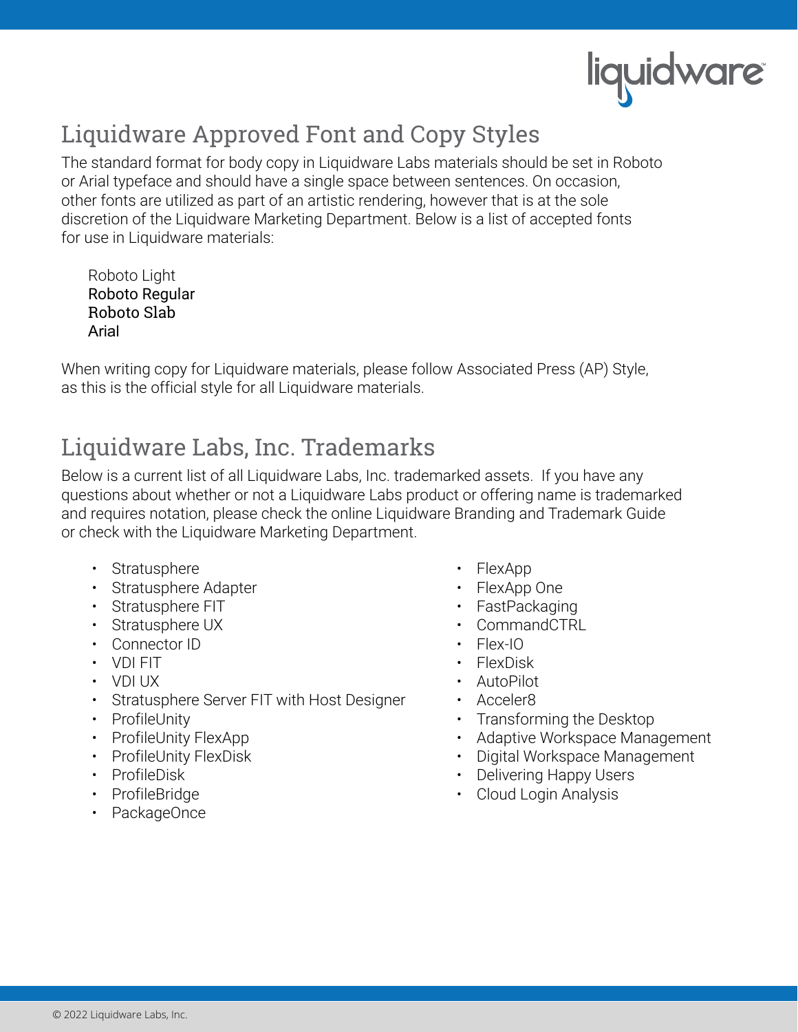## Liquidware Approved Font and Copy Styles

The standard format for body copy in Liquidware Labs materials should be set in Roboto or Arial typeface and should have a single space between sentences. On occasion, other fonts are utilized as part of an artistic rendering, however that is at the sole discretion of the Liquidware Marketing Department. Below is a list of accepted fonts for use in Liquidware materials:

Roboto Light
Roboto Regular
Roboto Slab
Arial

When writing copy for Liquidware materials, please follow Associated Press (AP) Style, as this is the official style for all Liquidware materials.

## Liquidware Labs, Inc. Trademarks

Below is a current list of all Liquidware Labs, Inc. trademarked assets. If you have any questions about whether or not a Liquidware Labs product or offering name is trademarked and requires notation, please check the online Liquidware Branding and Trademark Guide or check with the Liquidware Marketing Department.

- Stratusphere
- Stratusphere Adapter
- Stratusphere FIT
- Stratusphere UX
- Connector ID
- VDI FIT
- VDI UX
- Stratusphere Server FIT with Host Designer
- ProfileUnity
- ProfileUnity FlexApp
- ProfileUnity FlexDisk
- ProfileDisk
- ProfileBridge
- PackageOnce
- FlexApp
- FlexApp One
- FastPackaging
- CommandCTRL
- Flex-IO
- FlexDisk
- AutoPilot
- Acceler8
- Transforming the Desktop
- Adaptive Workspace Management
- Digital Workspace Management
- Delivering Happy Users
- Cloud Login Analysis

© 2022 Liquidware Labs, Inc.